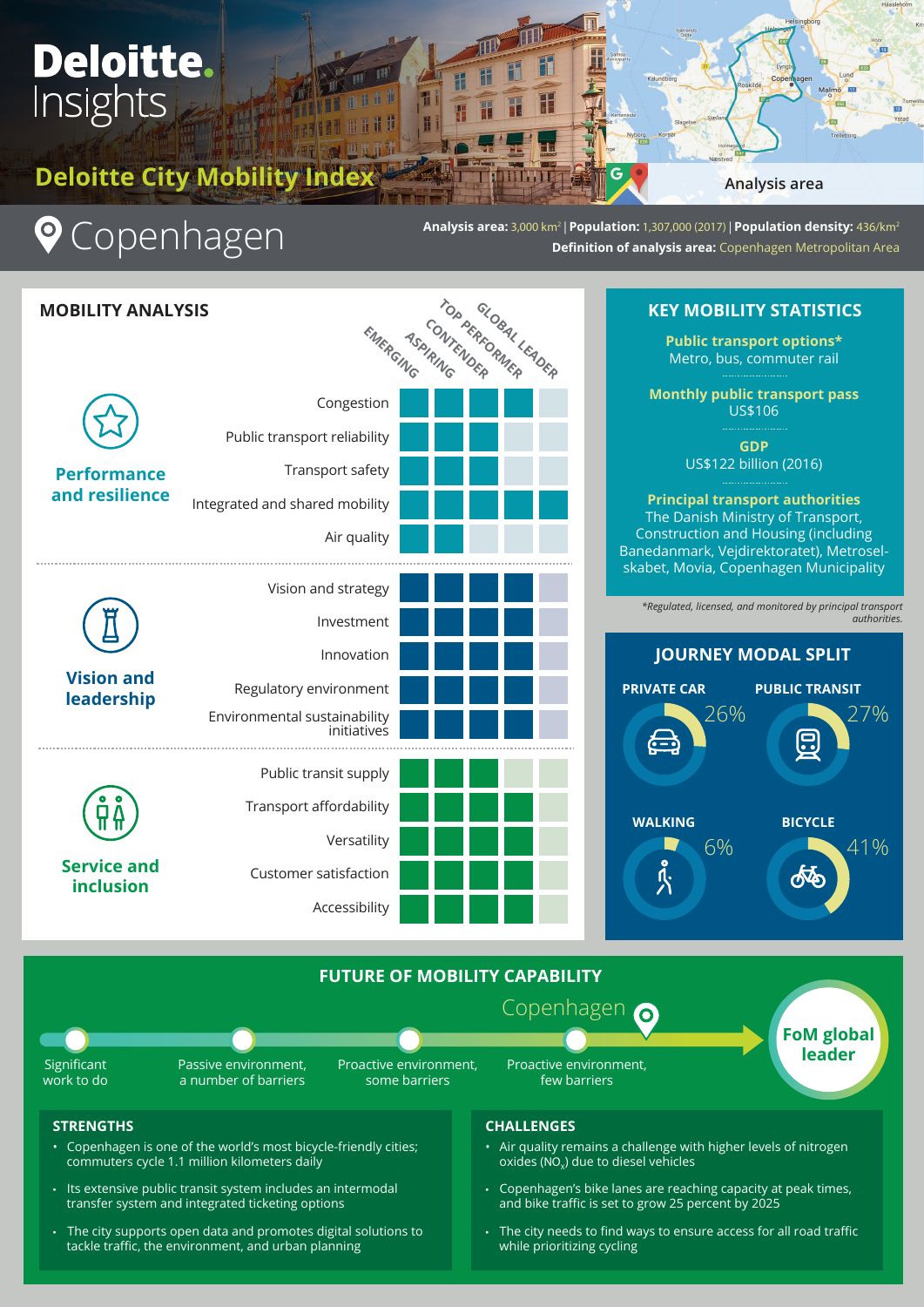# Deloitte Insights

## Deloitte City Mobility Index

Analysis area

# Copenhagen

**Analysis area:** 3,000 km² | **Population:** 1,307,000 (2017) | **Population density:** 436/km²
**Definition of analysis area:** Copenhagen Metropolitan Area

## MOBILITY ANALYSIS

| Category | Metric | Emerging | Aspiring | Contender | Top performer | Global leader |
|---|---|---|---|---|---|---|
| Performance and resilience | Congestion | ■ | ■ | ■ | ■ | □ |
| | Public transport reliability | ■ | ■ | ■ | □ | □ |
| | Transport safety | ■ | ■ | ■ | □ | □ |
| | Integrated and shared mobility | ■ | ■ | ■ | ■ | ■ |
| | Air quality | ■ | ■ | □ | □ | □ |
| Vision and leadership | Vision and strategy | ■ | ■ | ■ | ■ | □ |
| | Investment | ■ | ■ | ■ | ■ | □ |
| | Innovation | ■ | ■ | ■ | ■ | □ |
| | Regulatory environment | ■ | ■ | ■ | ■ | □ |
| | Environmental sustainability initiatives | ■ | ■ | ■ | ■ | □ |
| Service and inclusion | Public transit supply | ■ | ■ | ■ | □ | □ |
| | Transport affordability | ■ | ■ | ■ | ■ | □ |
| | Versatility | ■ | ■ | ■ | ■ | □ |
| | Customer satisfaction | ■ | ■ | ■ | ■ | □ |
| | Accessibility | ■ | ■ | ■ | ■ | □ |

## KEY MOBILITY STATISTICS

**Public transport options***
Metro, bus, commuter rail

**Monthly public transport pass**
US$106

**GDP**
US$122 billion (2016)

**Principal transport authorities**
The Danish Ministry of Transport, Construction and Housing (including Banedanmark, Vejdirektoratet), Metroselskabet, Movia, Copenhagen Municipality

*Regulated, licensed, and monitored by principal transport authorities.

## JOURNEY MODAL SPLIT

| Mode | Share |
|---|---|
| Private car | 26% |
| Public transit | 27% |
| Walking | 6% |
| Bicycle | 41% |

## FUTURE OF MOBILITY CAPABILITY

Significant work to do → Passive environment, a number of barriers → Proactive environment, some barriers → Proactive environment, few barriers → **FoM global leader**

Copenhagen: between "Proactive environment, few barriers" and "FoM global leader"

### STRENGTHS

- Copenhagen is one of the world's most bicycle-friendly cities; commuters cycle 1.1 million kilometers daily
- Its extensive public transit system includes an intermodal transfer system and integrated ticketing options
- The city supports open data and promotes digital solutions to tackle traffic, the environment, and urban planning

### CHALLENGES

- Air quality remains a challenge with higher levels of nitrogen oxides ($NO_x$) due to diesel vehicles
- Copenhagen's bike lanes are reaching capacity at peak times, and bike traffic is set to grow 25 percent by 2025
- The city needs to find ways to ensure access for all road traffic while prioritizing cycling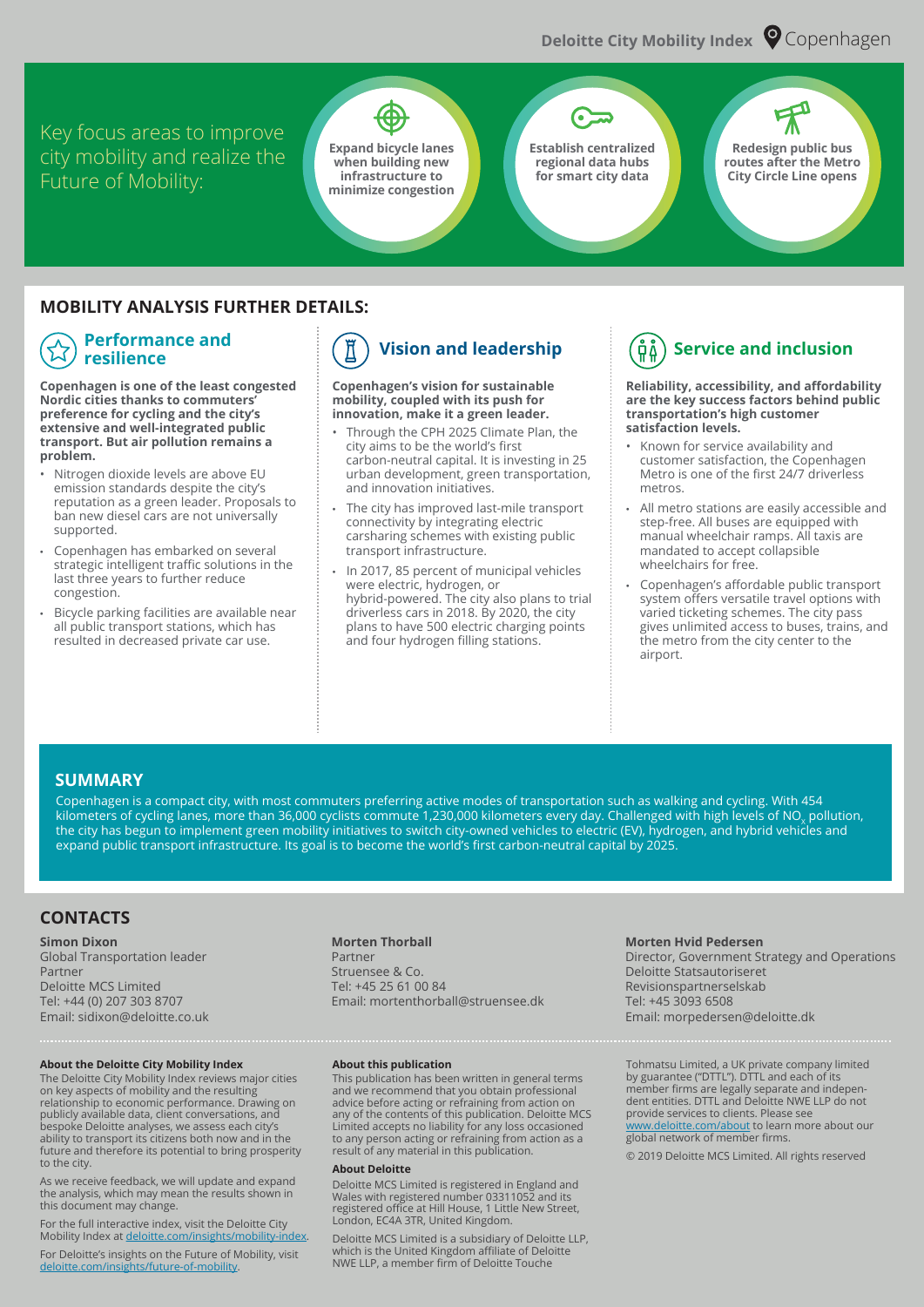Key focus areas to improve city mobility and realize the Future of Mobility:

- **Expand bicycle lanes when building new infrastructure to minimize congestion**
- **Establish centralized regional data hubs for smart city data**
- **Redesign public bus routes after the Metro City Circle Line opens**

## MOBILITY ANALYSIS FURTHER DETAILS:

### Performance and resilience

**Copenhagen is one of the least congested Nordic cities thanks to commuters' preference for cycling and the city's extensive and well-integrated public transport. But air pollution remains a problem.**

- Nitrogen dioxide levels are above EU emission standards despite the city's reputation as a green leader. Proposals to ban new diesel cars are not universally supported.
- Copenhagen has embarked on several strategic intelligent traffic solutions in the last three years to further reduce congestion.
- Bicycle parking facilities are available near all public transport stations, which has resulted in decreased private car use.

### Vision and leadership

**Copenhagen's vision for sustainable mobility, coupled with its push for innovation, make it a green leader.**

- Through the CPH 2025 Climate Plan, the city aims to be the world's first carbon-neutral capital. It is investing in 25 urban development, green transportation, and innovation initiatives.
- The city has improved last-mile transport connectivity by integrating electric carsharing schemes with existing public transport infrastructure.
- In 2017, 85 percent of municipal vehicles were electric, hydrogen, or hybrid-powered. The city also plans to trial driverless cars in 2018. By 2020, the city plans to have 500 electric charging points and four hydrogen filling stations.

### Service and inclusion

**Reliability, accessibility, and affordability are the key success factors behind public transportation's high customer satisfaction levels.**

- Known for service availability and customer satisfaction, the Copenhagen Metro is one of the first 24/7 driverless metros.
- All metro stations are easily accessible and step-free. All buses are equipped with manual wheelchair ramps. All taxis are mandated to accept collapsible wheelchairs for free.
- Copenhagen's affordable public transport system offers versatile travel options with varied ticketing schemes. The city pass gives unlimited access to buses, trains, and the metro from the city center to the airport.

## SUMMARY

Copenhagen is a compact city, with most commuters preferring active modes of transportation such as walking and cycling. With 454 kilometers of cycling lanes, more than 36,000 cyclists commute 1,230,000 kilometers every day. Challenged with high levels of $NO_x$ pollution, the city has begun to implement green mobility initiatives to switch city-owned vehicles to electric (EV), hydrogen, and hybrid vehicles and expand public transport infrastructure. Its goal is to become the world's first carbon-neutral capital by 2025.

## CONTACTS

**Simon Dixon**
Global Transportation leader
Partner
Deloitte MCS Limited
Tel: +44 (0) 207 303 8707
Email: sidixon@deloitte.co.uk

**Morten Thorball**
Partner
Struensee & Co.
Tel: +45 25 61 00 84
Email: mortenthorball@struensee.dk

**Morten Hvid Pedersen**
Director, Government Strategy and Operations
Deloitte Statsautoriseret
Revisionspartnerselskab
Tel: +45 3093 6508
Email: morpedersen@deloitte.dk

#### About the Deloitte City Mobility Index

The Deloitte City Mobility Index reviews major cities on key aspects of mobility and the resulting relationship to economic performance. Drawing on publicly available data, client conversations, and bespoke Deloitte analyses, we assess each city's ability to transport its citizens both now and in the future and therefore its potential to bring prosperity to the city.

As we receive feedback, we will update and expand the analysis, which may mean the results shown in this document may change.

For the full interactive index, visit the Deloitte City Mobility Index at deloitte.com/insights/mobility-index.

For Deloitte's insights on the Future of Mobility, visit deloitte.com/insights/future-of-mobility.

#### About this publication

This publication has been written in general terms and we recommend that you obtain professional advice before acting or refraining from action on any of the contents of this publication. Deloitte MCS Limited accepts no liability for any loss occasioned to any person acting or refraining from action as a result of any material in this publication.

#### About Deloitte

Deloitte MCS Limited is registered in England and Wales with registered number 03311052 and its registered office at Hill House, 1 Little New Street, London, EC4A 3TR, United Kingdom.

Deloitte MCS Limited is a subsidiary of Deloitte LLP, which is the United Kingdom affiliate of Deloitte NWE LLP, a member firm of Deloitte Touche Tohmatsu Limited, a UK private company limited by guarantee ("DTTL"). DTTL and each of its member firms are legally separate and independent entities. DTTL and Deloitte NWE LLP do not provide services to clients. Please see www.deloitte.com/about to learn more about our global network of member firms.

© 2019 Deloitte MCS Limited. All rights reserved